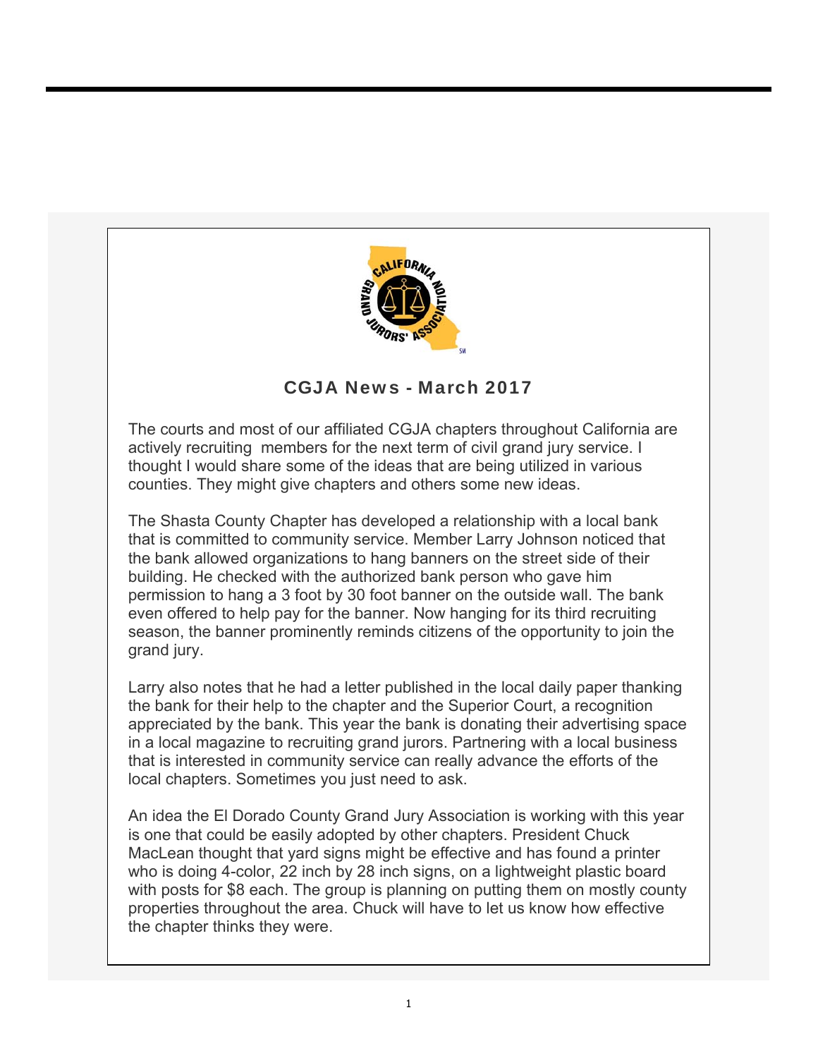## CGJA News - March 2017

The courts and most of our affiliated CGJA chapters throughout California are actively recruiting members for the next term of civil grand jury service. I thought I would share some of the ideas that are being utilized in various counties. They might give chapters and others some new ideas.

The Shasta County Chapter has developed a relationship with a local bank that is committed to community service. Member Larry Johnson noticed that the bank allowed organizations to hang banners on the street side of their building. He checked with the authorized bank person who gave him permission to hang a 3 foot by 30 foot banner on the outside wall. The bank even offered to help pay for the banner. Now hanging for its third recruiting season, the banner prominently reminds citizens of the opportunity to join the grand jury.

Larry also notes that he had a letter published in the local daily paper thanking the bank for their help to the chapter and the Superior Court, a recognition appreciated by the bank. This year the bank is donating their advertising space in a local magazine to recruiting grand jurors. Partnering with a local business that is interested in community service can really advance the efforts of the local chapters. Sometimes you just need to ask.

An idea the El Dorado County Grand Jury Association is working with this year is one that could be easily adopted by other chapters. President Chuck MacLean thought that yard signs might be effective and has found a printer who is doing 4-color, 22 inch by 28 inch signs, on a lightweight plastic board with posts for $8 each. The group is planning on putting them on mostly county properties throughout the area. Chuck will have to let us know how effective the chapter thinks they were.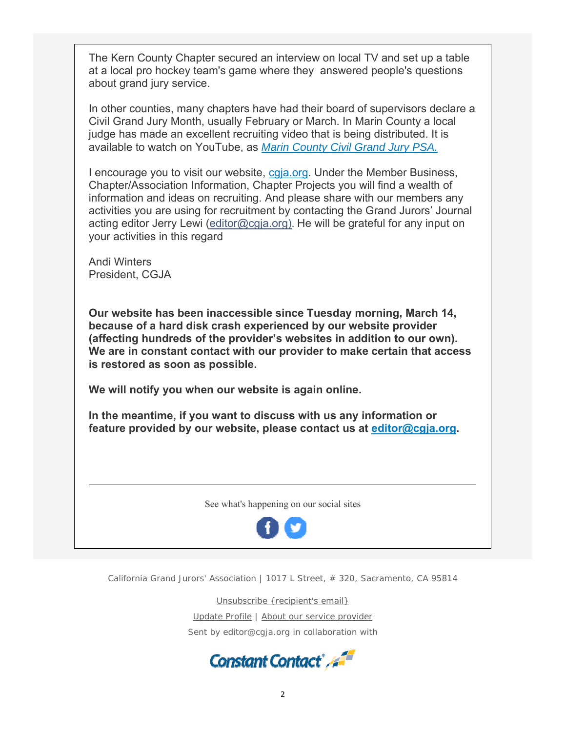The Kern County Chapter secured an interview on local TV and set up a table at a local pro hockey team's game where they answered people's questions about grand jury service.

In other counties, many chapters have had their board of supervisors declare a Civil Grand Jury Month, usually February or March. In Marin County a local judge has made an excellent recruiting video that is being distributed. It is available to watch on YouTube, as *Marin County Civil Grand Jury PSA.*

I encourage you to visit our website, cgja.org. Under the Member Business, Chapter/Association Information, Chapter Projects you will find a wealth of information and ideas on recruiting. And please share with our members any activities you are using for recruitment by contacting the Grand Jurors' Journal acting editor Jerry Lewi (editor@cgja.org). He will be grateful for any input on your activities in this regard

Andi Winters
President, CGJA

**Our website has been inaccessible since Tuesday morning, March 14, because of a hard disk crash experienced by our website provider (affecting hundreds of the provider's websites in addition to our own). We are in constant contact with our provider to make certain that access is restored as soon as possible.**

**We will notify you when our website is again online.**

**In the meantime, if you want to discuss with us any information or feature provided by our website, please contact us at editor@cgja.org.**

---

See what's happening on our social sites

California Grand Jurors' Association | 1017 L Street, # 320, Sacramento, CA 95814

Unsubscribe {recipient's email}

Update Profile | About our service provider

Sent by editor@cgja.org in collaboration with

Constant Contact